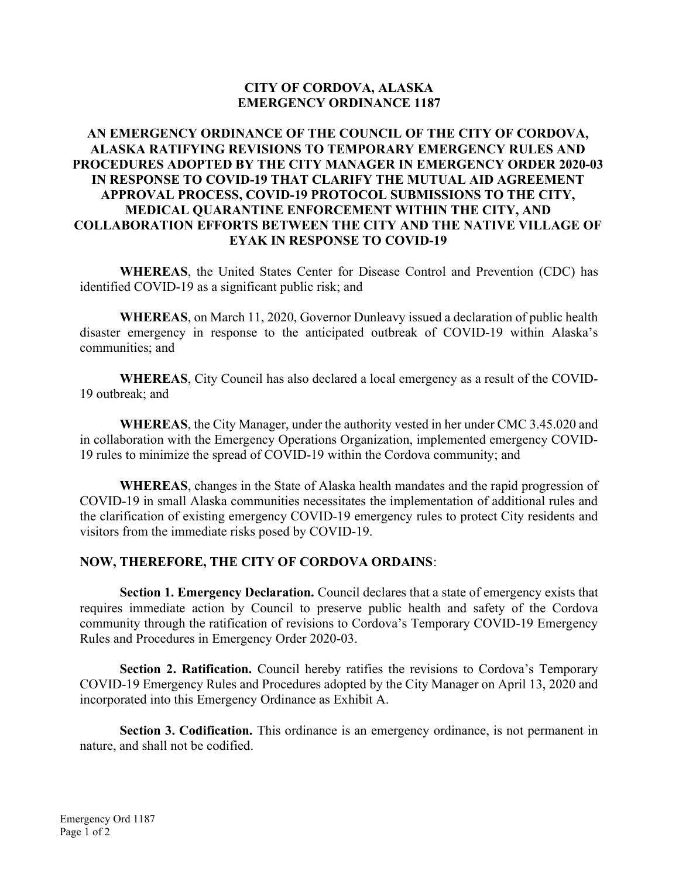# CITY OF CORDOVA, ALASKA
# EMERGENCY ORDINANCE 1187

## AN EMERGENCY ORDINANCE OF THE COUNCIL OF THE CITY OF CORDOVA, ALASKA RATIFYING REVISIONS TO TEMPORARY EMERGENCY RULES AND PROCEDURES ADOPTED BY THE CITY MANAGER IN EMERGENCY ORDER 2020-03 IN RESPONSE TO COVID-19 THAT CLARIFY THE MUTUAL AID AGREEMENT APPROVAL PROCESS, COVID-19 PROTOCOL SUBMISSIONS TO THE CITY, MEDICAL QUARANTINE ENFORCEMENT WITHIN THE CITY, AND COLLABORATION EFFORTS BETWEEN THE CITY AND THE NATIVE VILLAGE OF EYAK IN RESPONSE TO COVID-19

**WHEREAS**, the United States Center for Disease Control and Prevention (CDC) has identified COVID-19 as a significant public risk; and

**WHEREAS**, on March 11, 2020, Governor Dunleavy issued a declaration of public health disaster emergency in response to the anticipated outbreak of COVID-19 within Alaska's communities; and

**WHEREAS**, City Council has also declared a local emergency as a result of the COVID-19 outbreak; and

**WHEREAS**, the City Manager, under the authority vested in her under CMC 3.45.020 and in collaboration with the Emergency Operations Organization, implemented emergency COVID-19 rules to minimize the spread of COVID-19 within the Cordova community; and

**WHEREAS**, changes in the State of Alaska health mandates and the rapid progression of COVID-19 in small Alaska communities necessitates the implementation of additional rules and the clarification of existing emergency COVID-19 emergency rules to protect City residents and visitors from the immediate risks posed by COVID-19.

**NOW, THEREFORE, THE CITY OF CORDOVA ORDAINS**:

**Section 1. Emergency Declaration.** Council declares that a state of emergency exists that requires immediate action by Council to preserve public health and safety of the Cordova community through the ratification of revisions to Cordova's Temporary COVID-19 Emergency Rules and Procedures in Emergency Order 2020-03.

**Section 2. Ratification.** Council hereby ratifies the revisions to Cordova's Temporary COVID-19 Emergency Rules and Procedures adopted by the City Manager on April 13, 2020 and incorporated into this Emergency Ordinance as Exhibit A.

**Section 3. Codification.** This ordinance is an emergency ordinance, is not permanent in nature, and shall not be codified.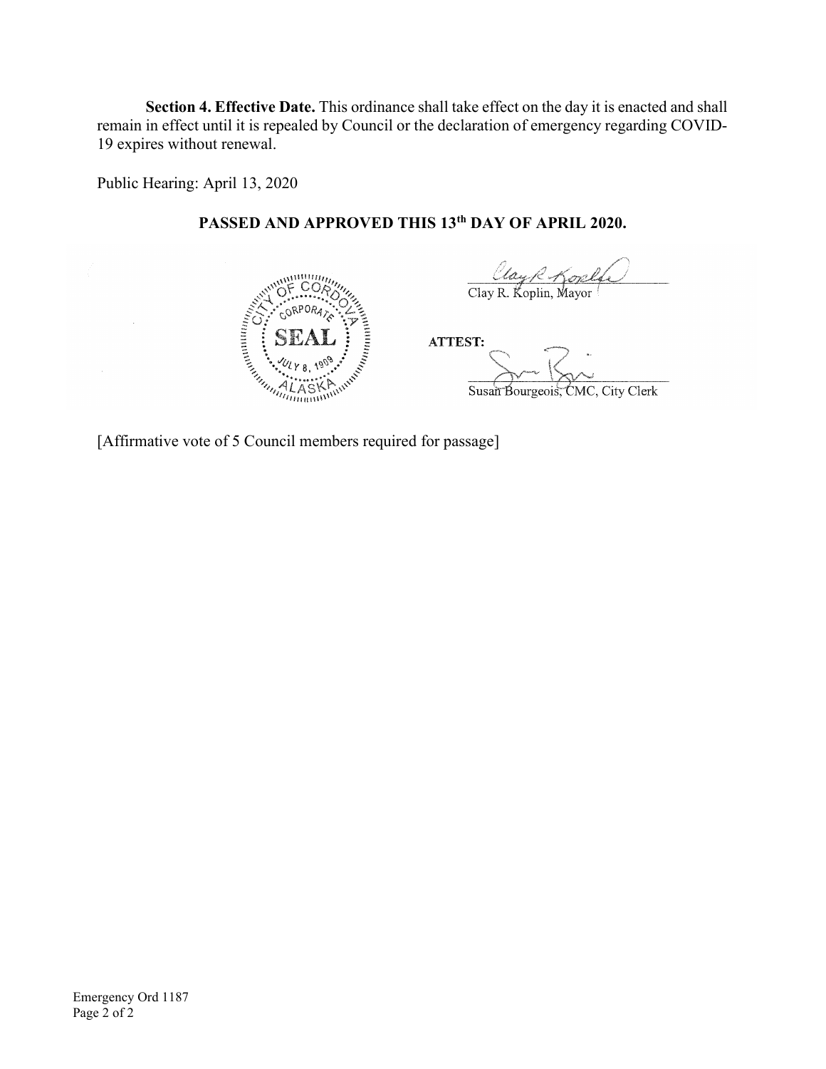**Section 4. Effective Date.** This ordinance shall take effect on the day it is enacted and shall remain in effect until it is repealed by Council or the declaration of emergency regarding COVID-19 expires without renewal.

Public Hearing: April 13, 2020

**PASSED AND APPROVED THIS 13th DAY OF APRIL 2020.**

CITY OF CORDOVA
CORPORATE
SEAL
JULY 8, 1909
ALASKA

Clay R. Koplin, Mayor

**ATTEST:**

Susan Bourgeois, CMC, City Clerk

[Affirmative vote of 5 Council members required for passage]

Emergency Ord 1187